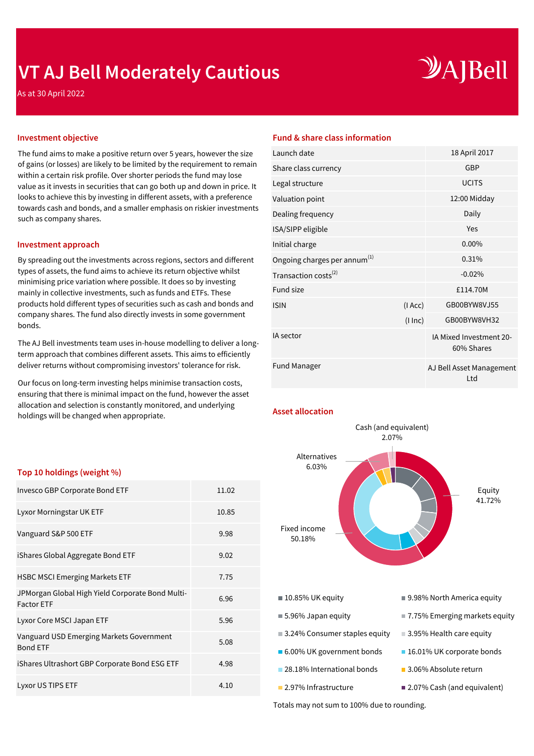# VT AJ Bell Moderately Cautious

As at 30 April 2022

AJBell

## Investment objective

The fund aims to make a positive return over 5 years, however the size of gains (or losses) are likely to be limited by the requirement to remain within a certain risk profile. Over shorter periods the fund may lose value as it invests in securities that can go both up and down in price. It looks to achieve this by investing in different assets, with a preference towards cash and bonds, and a smaller emphasis on riskier investments such as company shares.

## Investment approach

By spreading out the investments across regions, sectors and different types of assets, the fund aims to achieve its return objective whilst minimising price variation where possible. It does so by investing mainly in collective investments, such as funds and ETFs. These products hold different types of securities such as cash and bonds and company shares. The fund also directly invests in some government bonds.

The AJ Bell investments team uses in-house modelling to deliver a long-term approach that combines different assets. This aims to efficiently deliver returns without compromising investors' tolerance for risk.

Our focus on long-term investing helps minimise transaction costs, ensuring that there is minimal impact on the fund, however the asset allocation and selection is constantly monitored, and underlying holdings will be changed when appropriate.

## Top 10 holdings (weight %)

| Holding | Weight % |
|---|---|
| Invesco GBP Corporate Bond ETF | 11.02 |
| Lyxor Morningstar UK ETF | 10.85 |
| Vanguard S&P 500 ETF | 9.98 |
| iShares Global Aggregate Bond ETF | 9.02 |
| HSBC MSCI Emerging Markets ETF | 7.75 |
| JPMorgan Global High Yield Corporate Bond Multi-Factor ETF | 6.96 |
| Lyxor Core MSCI Japan ETF | 5.96 |
| Vanguard USD Emerging Markets Government Bond ETF | 5.08 |
| iShares Ultrashort GBP Corporate Bond ESG ETF | 4.98 |
| Lyxor US TIPS ETF | 4.10 |

## Fund & share class information

| | | |
|---|---|---|
| Launch date | | 18 April 2017 |
| Share class currency | | GBP |
| Legal structure | | UCITS |
| Valuation point | | 12:00 Midday |
| Dealing frequency | | Daily |
| ISA/SIPP eligible | | Yes |
| Initial charge | | 0.00% |
| Ongoing charges per annum[1] | | 0.31% |
| Transaction costs[2] | | -0.02% |
| Fund size | | £114.70M |
| ISIN | (I Acc) | GB00BYW8VJ55 |
| | (I Inc) | GB00BYW8VH32 |
| IA sector | | IA Mixed Investment 20-60% Shares |
| Fund Manager | | AJ Bell Asset Management Ltd |

## Asset allocation

Cash (and equivalent) 2.07%

Alternatives 6.03%

Equity 41.72%

Fixed income 50.18%

- 10.85% UK equity
- 9.98% North America equity
- 5.96% Japan equity
- 7.75% Emerging markets equity
- 3.24% Consumer staples equity
- 3.95% Health care equity
- 6.00% UK government bonds
- 16.01% UK corporate bonds
- 28.18% International bonds
- 3.06% Absolute return
- 2.97% Infrastructure
- 2.07% Cash (and equivalent)

Totals may not sum to 100% due to rounding.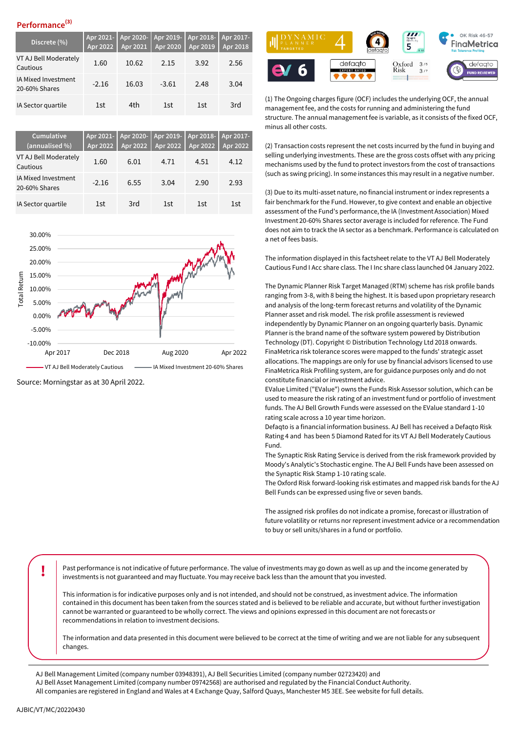## Performance[3]

| Discrete (%) | Apr 2021-Apr 2022 | Apr 2020-Apr 2021 | Apr 2019-Apr 2020 | Apr 2018-Apr 2019 | Apr 2017-Apr 2018 |
|---|---|---|---|---|---|
| VT AJ Bell Moderately Cautious | 1.60 | 10.62 | 2.15 | 3.92 | 2.56 |
| IA Mixed Investment 20-60% Shares | -2.16 | 16.03 | -3.61 | 2.48 | 3.04 |
| IA Sector quartile | 1st | 4th | 1st | 1st | 3rd |

| Cumulative (annualised %) | Apr 2021-Apr 2022 | Apr 2020-Apr 2022 | Apr 2019-Apr 2022 | Apr 2018-Apr 2022 | Apr 2017-Apr 2022 |
|---|---|---|---|---|---|
| VT AJ Bell Moderately Cautious | 1.60 | 6.01 | 4.71 | 4.51 | 4.12 |
| IA Mixed Investment 20-60% Shares | -2.16 | 6.55 | 3.04 | 2.90 | 2.93 |
| IA Sector quartile | 1st | 3rd | 1st | 1st | 1st |

30.00%
25.00%
20.00%
15.00%
10.00%
5.00%
0.00%
-5.00%
-10.00%
Total Return
Apr 2017
Dec 2018
Aug 2020
Apr 2022
VT AJ Bell Moderately Cautious
IA Mixed Investment 20-60% Shares

Source: Morningstar as at 30 April 2022.

(1) The Ongoing charges figure (OCF) includes the underlying OCF, the annual management fee, and the costs for running and administering the fund structure. The annual management fee is variable, as it consists of the fixed OCF, minus all other costs.

(2) Transaction costs represent the net costs incurred by the fund in buying and selling underlying investments. These are the gross costs offset with any pricing mechanisms used by the fund to protect investors from the cost of transactions (such as swing pricing). In some instances this may result in a negative number.

(3) Due to its multi-asset nature, no financial instrument or index represents a fair benchmark for the Fund. However, to give context and enable an objective assessment of the Fund's performance, the IA (Investment Association) Mixed Investment 20-60% Shares sector average is included for reference. The Fund does not aim to track the IA sector as a benchmark. Performance is calculated on a net of fees basis.

The information displayed in this factsheet relate to the VT AJ Bell Moderately Cautious Fund I Acc share class. The I Inc share class launched 04 January 2022.

The Dynamic Planner Risk Target Managed (RTM) scheme has risk profile bands ranging from 3-8, with 8 being the highest. It is based upon proprietary research and analysis of the long-term forecast returns and volatility of the Dynamic Planner asset and risk model. The risk profile assessment is reviewed independently by Dynamic Planner on an ongoing quarterly basis. Dynamic Planner is the brand name of the software system powered by Distribution Technology (DT). Copyright © Distribution Technology Ltd 2018 onwards.
FinaMetrica risk tolerance scores were mapped to the funds' strategic asset allocations. The mappings are only for use by financial advisors licensed to use FinaMetrica Risk Profiling system, are for guidance purposes only and do not constitute financial or investment advice.
EValue Limited ("EValue") owns the Funds Risk Assessor solution, which can be used to measure the risk rating of an investment fund or portfolio of investment funds. The AJ Bell Growth Funds were assessed on the EValue standard 1-10 rating scale across a 10 year time horizon.
Defaqto is a financial information business. AJ Bell has received a Defaqto Risk Rating 4 and has been 5 Diamond Rated for its VT AJ Bell Moderately Cautious Fund.
The Synaptic Risk Rating Service is derived from the risk framework provided by Moody's Analytic's Stochastic engine. The AJ Bell Funds have been assessed on the Synaptic Risk Stamp 1-10 rating scale.
The Oxford Risk forward-looking risk estimates and mapped risk bands for the AJ Bell Funds can be expressed using five or seven bands.

The assigned risk profiles do not indicate a promise, forecast or illustration of future volatility or returns nor represent investment advice or a recommendation to buy or sell units/shares in a fund or portfolio.

Past performance is not indicative of future performance. The value of investments may go down as well as up and the income generated by investments is not guaranteed and may fluctuate. You may receive back less than the amount that you invested.

This information is for indicative purposes only and is not intended, and should not be construed, as investment advice. The information contained in this document has been taken from the sources stated and is believed to be reliable and accurate, but without further investigation cannot be warranted or guaranteed to be wholly correct. The views and opinions expressed in this document are not forecasts or recommendations in relation to investment decisions.

The information and data presented in this document were believed to be correct at the time of writing and we are not liable for any subsequent changes.

AJ Bell Management Limited (company number 03948391), AJ Bell Securities Limited (company number 02723420) and AJ Bell Asset Management Limited (company number 09742568) are authorised and regulated by the Financial Conduct Authority. All companies are registered in England and Wales at 4 Exchange Quay, Salford Quays, Manchester M5 3EE. See website for full details.

AJBIC/VT/MC/20220430